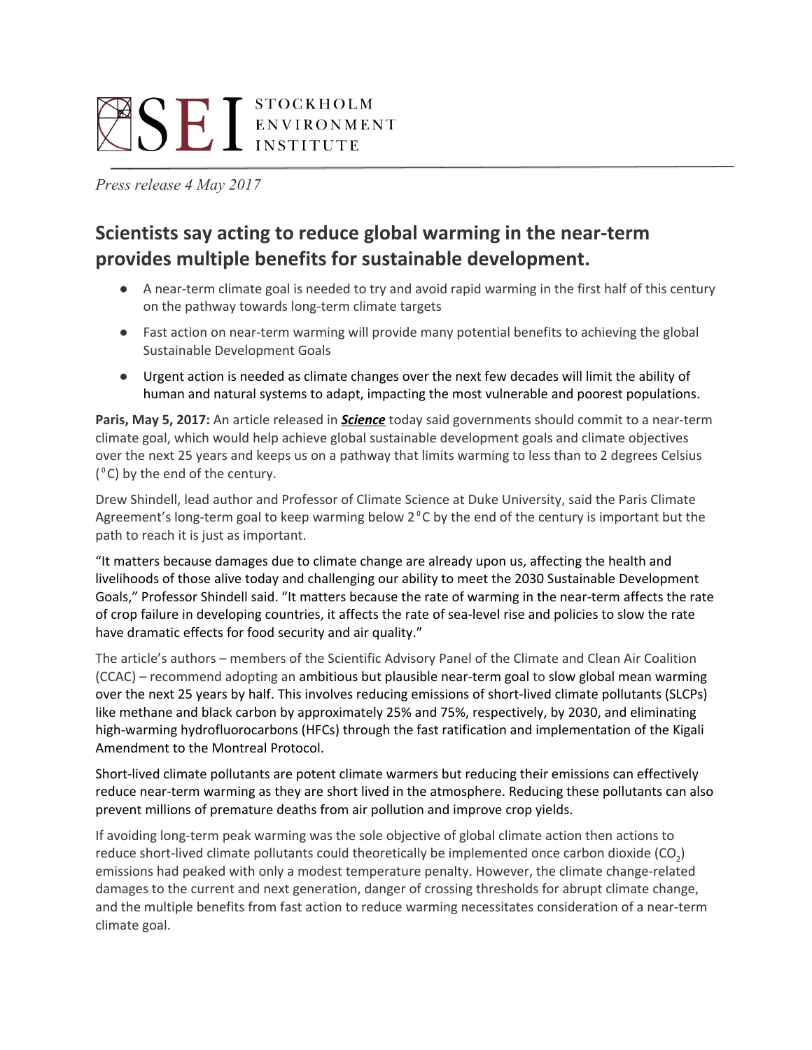STOCKHOLM ENVIRONMENT INSTITUTE

*Press release 4 May 2017*

## Scientists say acting to reduce global warming in the near-term provides multiple benefits for sustainable development.

- A near-term climate goal is needed to try and avoid rapid warming in the first half of this century on the pathway towards long-term climate targets
- Fast action on near-term warming will provide many potential benefits to achieving the global Sustainable Development Goals
- Urgent action is needed as climate changes over the next few decades will limit the ability of human and natural systems to adapt, impacting the most vulnerable and poorest populations.

**Paris, May 5, 2017:** An article released in ***Science*** today said governments should commit to a near-term climate goal, which would help achieve global sustainable development goals and climate objectives over the next 25 years and keeps us on a pathway that limits warming to less than to 2 degrees Celsius (°C) by the end of the century.

Drew Shindell, lead author and Professor of Climate Science at Duke University, said the Paris Climate Agreement's long-term goal to keep warming below 2°C by the end of the century is important but the path to reach it is just as important.

"It matters because damages due to climate change are already upon us, affecting the health and livelihoods of those alive today and challenging our ability to meet the 2030 Sustainable Development Goals," Professor Shindell said. "It matters because the rate of warming in the near-term affects the rate of crop failure in developing countries, it affects the rate of sea-level rise and policies to slow the rate have dramatic effects for food security and air quality."

The article's authors – members of the Scientific Advisory Panel of the Climate and Clean Air Coalition (CCAC) – recommend adopting an ambitious but plausible near-term goal to slow global mean warming over the next 25 years by half. This involves reducing emissions of short-lived climate pollutants (SLCPs) like methane and black carbon by approximately 25% and 75%, respectively, by 2030, and eliminating high-warming hydrofluorocarbons (HFCs) through the fast ratification and implementation of the Kigali Amendment to the Montreal Protocol.

Short-lived climate pollutants are potent climate warmers but reducing their emissions can effectively reduce near-term warming as they are short lived in the atmosphere. Reducing these pollutants can also prevent millions of premature deaths from air pollution and improve crop yields.

If avoiding long-term peak warming was the sole objective of global climate action then actions to reduce short-lived climate pollutants could theoretically be implemented once carbon dioxide ($CO_2$) emissions had peaked with only a modest temperature penalty. However, the climate change-related damages to the current and next generation, danger of crossing thresholds for abrupt climate change, and the multiple benefits from fast action to reduce warming necessitates consideration of a near-term climate goal.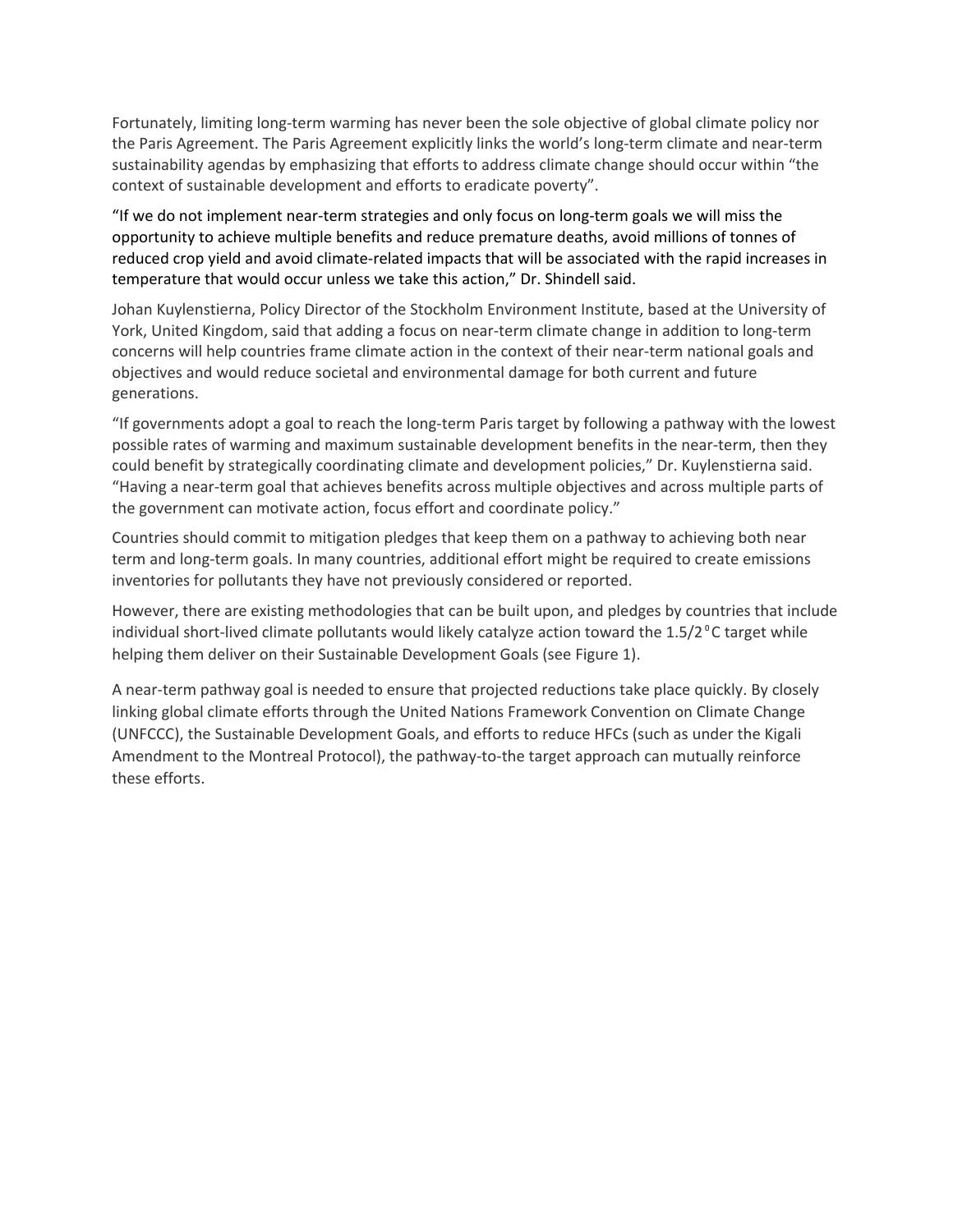Fortunately, limiting long-term warming has never been the sole objective of global climate policy nor the Paris Agreement. The Paris Agreement explicitly links the world's long-term climate and near-term sustainability agendas by emphasizing that efforts to address climate change should occur within "the context of sustainable development and efforts to eradicate poverty".

"If we do not implement near-term strategies and only focus on long-term goals we will miss the opportunity to achieve multiple benefits and reduce premature deaths, avoid millions of tonnes of reduced crop yield and avoid climate-related impacts that will be associated with the rapid increases in temperature that would occur unless we take this action," Dr. Shindell said.

Johan Kuylenstierna, Policy Director of the Stockholm Environment Institute, based at the University of York, United Kingdom, said that adding a focus on near-term climate change in addition to long-term concerns will help countries frame climate action in the context of their near-term national goals and objectives and would reduce societal and environmental damage for both current and future generations.

"If governments adopt a goal to reach the long-term Paris target by following a pathway with the lowest possible rates of warming and maximum sustainable development benefits in the near-term, then they could benefit by strategically coordinating climate and development policies," Dr. Kuylenstierna said. "Having a near-term goal that achieves benefits across multiple objectives and across multiple parts of the government can motivate action, focus effort and coordinate policy."

Countries should commit to mitigation pledges that keep them on a pathway to achieving both near term and long-term goals. In many countries, additional effort might be required to create emissions inventories for pollutants they have not previously considered or reported.

However, there are existing methodologies that can be built upon, and pledges by countries that include individual short-lived climate pollutants would likely catalyze action toward the 1.5/2 $^{\circ}$C target while helping them deliver on their Sustainable Development Goals (see Figure 1).

A near-term pathway goal is needed to ensure that projected reductions take place quickly. By closely linking global climate efforts through the United Nations Framework Convention on Climate Change (UNFCCC), the Sustainable Development Goals, and efforts to reduce HFCs (such as under the Kigali Amendment to the Montreal Protocol), the pathway-to-the target approach can mutually reinforce these efforts.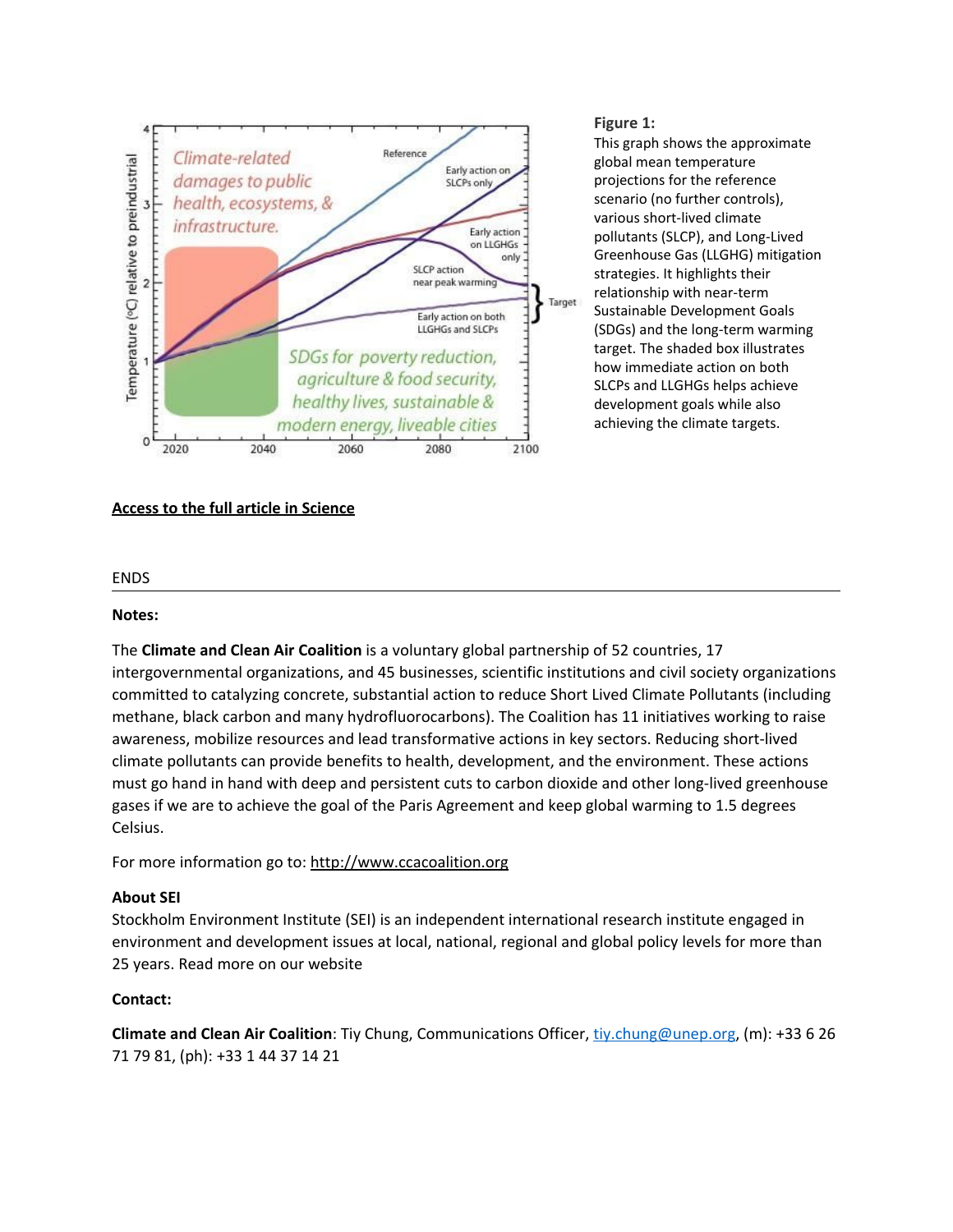Temperature (°C) relative to preindustrial

4
3
2
1
0

2020
2040
2060
2080
2100

Climate-related damages to public health, ecosystems, & infrastructure.

Reference

Early action on SLCPs only

Early action on LLGHGs only

SLCP action near peak warming

Target

Early action on both LLGHGs and SLCPs

SDGs for poverty reduction, agriculture & food security, healthy lives, sustainable & modern energy, liveable cities

**Figure 1:**
This graph shows the approximate global mean temperature projections for the reference scenario (no further controls), various short-lived climate pollutants (SLCP), and Long-Lived Greenhouse Gas (LLGHG) mitigation strategies. It highlights their relationship with near-term Sustainable Development Goals (SDGs) and the long-term warming target. The shaded box illustrates how immediate action on both SLCPs and LLGHGs helps achieve development goals while also achieving the climate targets.

**Access to the full article in Science**

ENDS

---

**Notes:**

The **Climate and Clean Air Coalition** is a voluntary global partnership of 52 countries, 17 intergovernmental organizations, and 45 businesses, scientific institutions and civil society organizations committed to catalyzing concrete, substantial action to reduce Short Lived Climate Pollutants (including methane, black carbon and many hydrofluorocarbons). The Coalition has 11 initiatives working to raise awareness, mobilize resources and lead transformative actions in key sectors. Reducing short-lived climate pollutants can provide benefits to health, development, and the environment. These actions must go hand in hand with deep and persistent cuts to carbon dioxide and other long-lived greenhouse gases if we are to achieve the goal of the Paris Agreement and keep global warming to 1.5 degrees Celsius.

For more information go to: http://www.ccacoalition.org

**About SEI**
Stockholm Environment Institute (SEI) is an independent international research institute engaged in environment and development issues at local, national, regional and global policy levels for more than 25 years. Read more on our website

**Contact:**

**Climate and Clean Air Coalition**: Tiy Chung, Communications Officer, tiy.chung@unep.org, (m): +33 6 26 71 79 81, (ph): +33 1 44 37 14 21